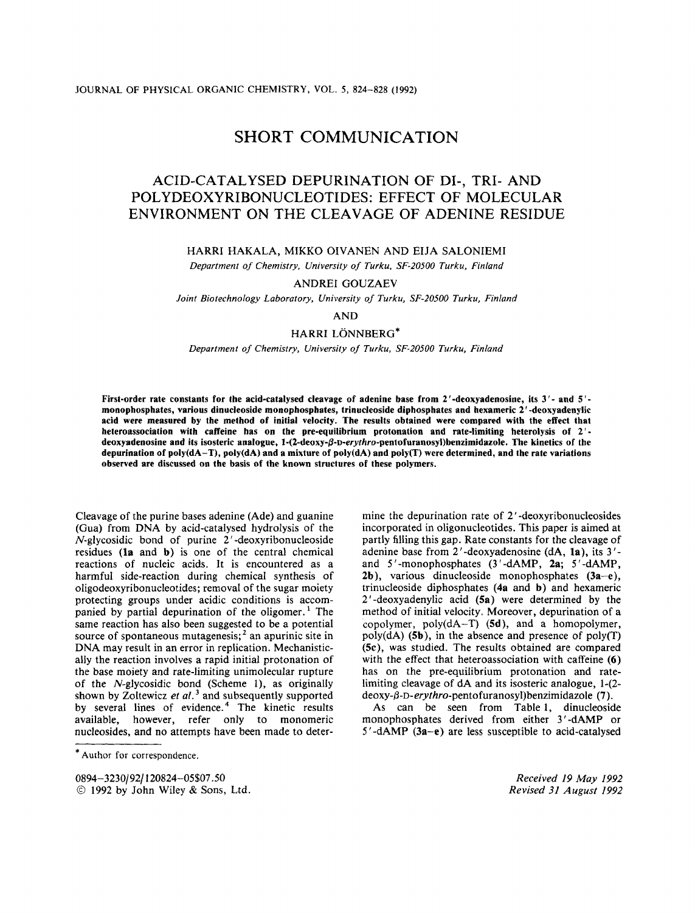## SHORT COMMUNICATION

# ACID-CATALYSED DEPURINATION OF DI-, TRI- AND POLYDEOXYRIBONUCLEOTIDES: EFFECT OF MOLECULAR ENVIRONMENT ON THE CLEAVAGE OF ADENINE RESIDUE

HARRI HAKALA, MIKKO OIVANEN AND EIJA SALONIEMI

*Department of Chemistry, University of Turku, SF-20500 Turku, Finland*

ANDREI GOUZAEV

*Joint Biotechnology Laboratory, University of Turku, SF-20500 Turku, Finland*

AND

HARRI LÖNNBERG*

*Department of Chemistry, University of Turku, SF-20500 Turku, Finland*

**First-order rate constants for the acid-catalysed cleavage of adenine base from 2′-deoxyadenosine, its 3′- and 5′-monophosphates, various dinucleoside monophosphates, trinucleoside diphosphates and hexameric 2′-deoxyadenylic acid were measured by the method of initial velocity. The results obtained were compared with the effect that heteroassociation with caffeine has on the pre-equilibrium protonation and rate-limiting heterolysis of 2′-deoxyadenosine and its isosteric analogue, 1-(2-deoxy-β-D-*erythro*-pentofuranosyl)benzimidazole. The kinetics of the depurination of poly(dA–T), poly(dA) and a mixture of poly(dA) and poly(T) were determined, and the rate variations observed are discussed on the basis of the known structures of these polymers.**

Cleavage of the purine bases adenine (Ade) and guanine (Gua) from DNA by acid-catalysed hydrolysis of the *N*-glycosidic bond of purine 2′-deoxyribonucleoside residues (**1a** and **b**) is one of the central chemical reactions of nucleic acids. It is encountered as a harmful side-reaction during chemical synthesis of oligodeoxyribonucleotides; removal of the sugar moiety protecting groups under acidic conditions is accompanied by partial depurination of the oligomer.[1] The same reaction has also been suggested to be a potential source of spontaneous mutagenesis;[2] an apurinic site in DNA may result in an error in replication. Mechanistically the reaction involves a rapid initial protonation of the base moiety and rate-limiting unimolecular rupture of the *N*-glycosidic bond (Scheme 1), as originally shown by Zoltewicz *et al.*[3] and subsequently supported by several lines of evidence.[4] The kinetic results available, however, refer only to monomeric nucleosides, and no attempts have been made to determine the depurination rate of 2′-deoxyribonucleosides incorporated in oligonucleotides. This paper is aimed at partly filling this gap. Rate constants for the cleavage of adenine base from 2′-deoxyadenosine (dA, **1a**), its 3′- and 5′-monophosphates (3′-dAMP, **2a**; 5′-dAMP, **2b**), various dinucleoside monophosphates (**3a–e**), trinucleoside diphosphates (**4a** and **b**) and hexameric 2′-deoxyadenylic acid (**5a**) were determined by the method of initial velocity. Moreover, depurination of a copolymer, poly(dA–T) (**5d**), and a homopolymer, poly(dA) (**5b**), in the absence and presence of poly(T) (**5c**), was studied. The results obtained are compared with the effect that heteroassociation with caffeine (**6**) has on the pre-equilibrium protonation and rate-limiting cleavage of dA and its isosteric analogue, 1-(2-deoxy-β-D-*erythro*-pentofuranosyl)benzimidazole (**7**).

As can be seen from Table 1, dinucleoside monophosphates derived from either 3′-dAMP or 5′-dAMP (**3a–e**) are less susceptible to acid-catalysed

---

\* Author for correspondence.

0894–3230/92/120824–05$07.50
© 1992 by John Wiley & Sons, Ltd.

*Received 19 May 1992*
*Revised 31 August 1992*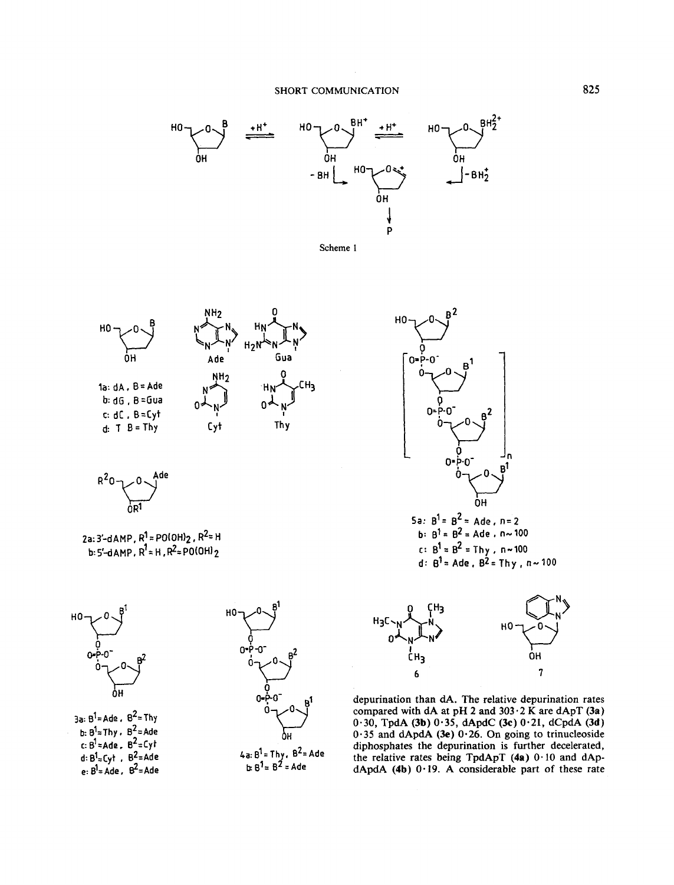Scheme 1

1a: dA, B = Ade
b: dG, B = Gua
c: dC, B = Cyt
d: T B = Thy

2a: 3'-dAMP, $R^1 = PO(OH)_2$, $R^2 = H$
b: 5'-dAMP, $R^1 = H$, $R^2 = PO(OH)_2$

3a: $B^1$ = Ade, $B^2$ = Thy
b: $B^1$ = Thy, $B^2$ = Ade
c: $B^1$ = Ade, $B^2$ = Cyt
d: $B^1$ = Cyt, $B^2$ = Ade
e: $B^1$ = Ade, $B^2$ = Ade

4a: $B^1$ = Thy, $B^2$ = Ade
b: $B^1$ = $B^2$ = Ade

5a: $B^1$ = $B^2$ = Ade, n = 2
b: $B^1$ = $B^2$ = Ade, n ~ 100
c: $B^1$ = $B^2$ = Thy, n ~ 100
d: $B^1$ = Ade, $B^2$ = Thy, n ~ 100

6

7

depurination than dA. The relative depurination rates compared with dA at pH 2 and 303·2 K are dApT (**3a**) 0·30, TpdA (**3b**) 0·35, dApdC (**3c**) 0·21, dCpdA (**3d**) 0·35 and dApdA (**3e**) 0·26. On going to trinucleoside diphosphates the depurination is further decelerated, the relative rates being TpdApT (**4a**) 0·10 and dApdApdA (**4b**) 0·19. A considerable part of these rate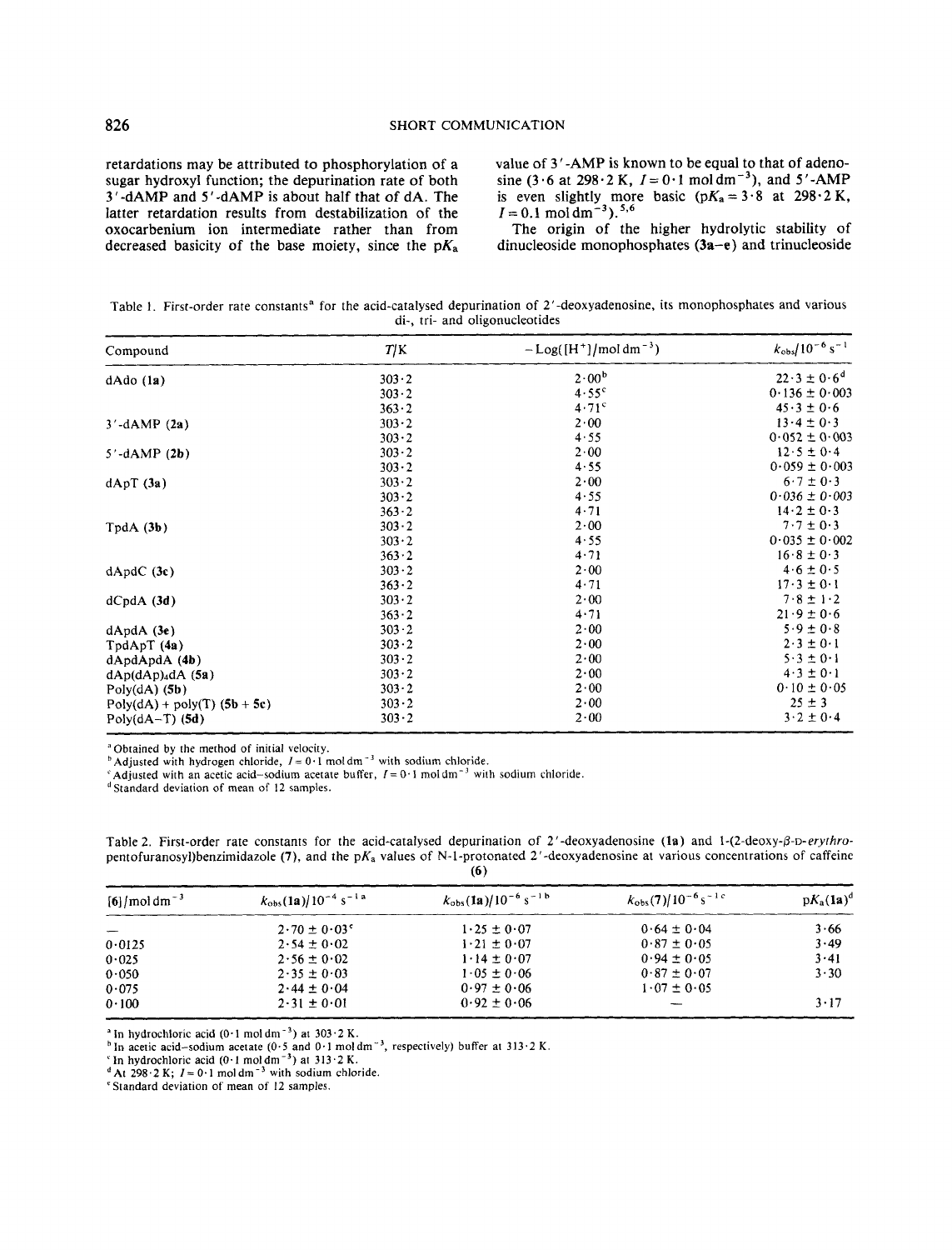retardations may be attributed to phosphorylation of a sugar hydroxyl function; the depurination rate of both 3′-dAMP and 5′-dAMP is about half that of dA. The latter retardation results from destabilization of the oxocarbenium ion intermediate rather than from decreased basicity of the base moiety, since the $pK_a$ value of 3′-AMP is known to be equal to that of adenosine (3·6 at 298·2 K, $I = 0{\cdot}1\ mol\ dm^{-3}$), and 5′-AMP is even slightly more basic ($pK_a = 3{\cdot}8$ at 298·2 K, $I = 0.1\ mol\ dm^{-3}$).[5,6]

The origin of the higher hydrolytic stability of dinucleoside monophosphates (**3a–e**) and trinucleoside

Table 1. First-order rate constants[a] for the acid-catalysed depurination of 2′-deoxyadenosine, its monophosphates and various di-, tri- and oligonucleotides

| Compound | $T$/K | $-\mathrm{Log}([H^+]/mol\ dm^{-3})$ | $k_{obs}/10^{-6}\ s^{-1}$ |
|---|---|---|---|
| dAdo (**1a**) | 303·2 | 2·00[b] | 22·3 ± 0·6[d] |
| | 303·2 | 4·55[c] | 0·136 ± 0·003 |
| | 363·2 | 4·71[c] | 45·3 ± 0·6 |
| 3′-dAMP (**2a**) | 303·2 | 2·00 | 13·4 ± 0·3 |
| | 303·2 | 4·55 | 0·052 ± 0·003 |
| 5′-dAMP (**2b**) | 303·2 | 2·00 | 12·5 ± 0·4 |
| | 303·2 | 4·55 | 0·059 ± 0·003 |
| dApT (**3a**) | 303·2 | 2·00 | 6·7 ± 0·3 |
| | 303·2 | 4·55 | 0·036 ± 0·003 |
| | 363·2 | 4·71 | 14·2 ± 0·3 |
| TpdA (**3b**) | 303·2 | 2·00 | 7·7 ± 0·3 |
| | 303·2 | 4·55 | 0·035 ± 0·002 |
| | 363·2 | 4·71 | 16·8 ± 0·3 |
| dApdC (**3c**) | 303·2 | 2·00 | 4·6 ± 0·5 |
| | 363·2 | 4·71 | 17·3 ± 0·1 |
| dCpdA (**3d**) | 303·2 | 2·00 | 7·8 ± 1·2 |
| | 363·2 | 4·71 | 21·9 ± 0·6 |
| dApdA (**3e**) | 303·2 | 2·00 | 5·9 ± 0·8 |
| TpdApT (**4a**) | 303·2 | 2·00 | 2·3 ± 0·1 |
| dApdApdA (**4b**) | 303·2 | 2·00 | 5·3 ± 0·1 |
| dAp(dAp)$_4$dA (**5a**) | 303·2 | 2·00 | 4·3 ± 0·1 |
| Poly(dA) (**5b**) | 303·2 | 2·00 | 0·10 ± 0·05 |
| Poly(dA) + poly(T) (**5b** + **5c**) | 303·2 | 2·00 | 25 ± 3 |
| Poly(dA–T) (**5d**) | 303·2 | 2·00 | 3·2 ± 0·4 |

[a] Obtained by the method of initial velocity.
[b] Adjusted with hydrogen chloride, $I = 0{\cdot}1\ mol\ dm^{-3}$ with sodium chloride.
[c] Adjusted with an acetic acid–sodium acetate buffer, $I = 0{\cdot}1\ mol\ dm^{-3}$ with sodium chloride.
[d] Standard deviation of mean of 12 samples.

Table 2. First-order rate constants for the acid-catalysed depurination of 2′-deoxyadenosine (**1a**) and 1-(2-deoxy-β-D-*erythro*-pentofuranosyl)benzimidazole (**7**), and the $pK_a$ values of N-1-protonated 2′-deoxyadenosine at various concentrations of caffeine (**6**)

| [**6**]/mol dm$^{-3}$ | $k_{obs}$(**1a**)/$10^{-4}\ s^{-1}$ [a] | $k_{obs}$(**1a**)/$10^{-6}\ s^{-1}$ [b] | $k_{obs}$(**7**)/$10^{-6}\ s^{-1}$ [c] | $pK_a$(**1a**)[d] |
|---|---|---|---|---|
| — | 2·70 ± 0·03[e] | 1·25 ± 0·07 | 0·64 ± 0·04 | 3·66 |
| 0·0125 | 2·54 ± 0·02 | 1·21 ± 0·07 | 0·87 ± 0·05 | 3·49 |
| 0·025 | 2·56 ± 0·02 | 1·14 ± 0·07 | 0·94 ± 0·05 | 3·41 |
| 0·050 | 2·35 ± 0·03 | 1·05 ± 0·06 | 0·87 ± 0·07 | 3·30 |
| 0·075 | 2·44 ± 0·04 | 0·97 ± 0·06 | 1·07 ± 0·05 | |
| 0·100 | 2·31 ± 0·01 | 0·92 ± 0·06 | — | 3·17 |

[a] In hydrochloric acid ($0{\cdot}1\ mol\ dm^{-3}$) at 303·2 K.
[b] In acetic acid–sodium acetate (0·5 and $0{\cdot}1\ mol\ dm^{-3}$, respectively) buffer at 313·2 K.
[c] In hydrochloric acid ($0{\cdot}1\ mol\ dm^{-3}$) at 313·2 K.
[d] At 298·2 K; $I = 0{\cdot}1\ mol\ dm^{-3}$ with sodium chloride.
[e] Standard deviation of mean of 12 samples.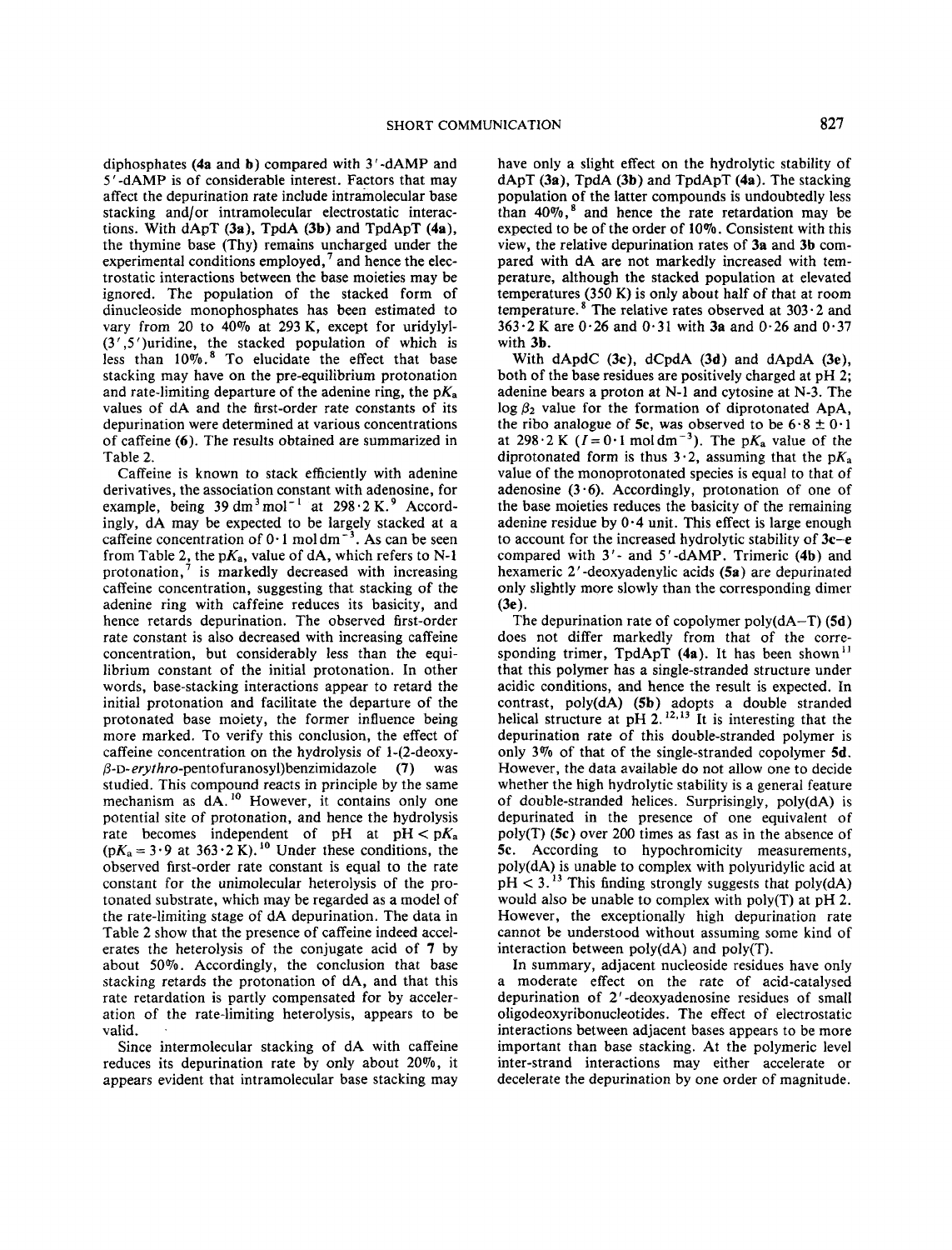diphosphates (**4a** and **b**) compared with 3′-dAMP and 5′-dAMP is of considerable interest. Factors that may affect the depurination rate include intramolecular base stacking and/or intramolecular electrostatic interactions. With dApT (**3a**), TpdA (**3b**) and TpdApT (**4a**), the thymine base (Thy) remains uncharged under the experimental conditions employed,[7] and hence the electrostatic interactions between the base moieties may be ignored. The population of the stacked form of dinucleoside monophosphates has been estimated to vary from 20 to 40% at 293 K, except for uridylyl-(3′,5′)uridine, the stacked population of which is less than 10%.[8] To elucidate the effect that base stacking may have on the pre-equilibrium protonation and rate-limiting departure of the adenine ring, the $pK_a$ values of dA and the first-order rate constants of its depurination were determined at various concentrations of caffeine (**6**). The results obtained are summarized in Table 2.

Caffeine is known to stack efficiently with adenine derivatives, the association constant with adenosine, for example, being 39 $dm^3 mol^{-1}$ at 298·2 K.[9] Accordingly, dA may be expected to be largely stacked at a caffeine concentration of 0·1 $mol\,dm^{-3}$. As can be seen from Table 2, the $pK_a$ value of dA, which refers to N-1 protonation,[7] is markedly decreased with increasing caffeine concentration, suggesting that stacking of the adenine ring with caffeine reduces its basicity, and hence retards depurination. The observed first-order rate constant is also decreased with increasing caffeine concentration, but considerably less than the equilibrium constant of the initial protonation. In other words, base-stacking interactions appear to retard the initial protonation and facilitate the departure of the protonated base moiety, the former influence being more marked. To verify this conclusion, the effect of caffeine concentration on the hydrolysis of 1-(2-deoxy-β-D-*erythro*-pentofuranosyl)benzimidazole (**7**) was studied. This compound reacts in principle by the same mechanism as dA.[10] However, it contains only one potential site of protonation, and hence the hydrolysis rate becomes independent of pH at pH < $pK_a$ ($pK_a$ = 3·9 at 363·2 K).[10] Under these conditions, the observed first-order rate constant is equal to the rate constant for the unimolecular heterolysis of the protonated substrate, which may be regarded as a model of the rate-limiting stage of dA depurination. The data in Table 2 show that the presence of caffeine indeed accelerates the heterolysis of the conjugate acid of **7** by about 50%. Accordingly, the conclusion that base stacking retards the protonation of dA, and that this rate retardation is partly compensated for by acceleration of the rate-limiting heterolysis, appears to be valid.

Since intermolecular stacking of dA with caffeine reduces its depurination rate by only about 20%, it appears evident that intramolecular base stacking may have only a slight effect on the hydrolytic stability of dApT (**3a**), TpdA (**3b**) and TpdApT (**4a**). The stacking population of the latter compounds is undoubtedly less than 40%,[8] and hence the rate retardation may be expected to be of the order of 10%. Consistent with this view, the relative depurination rates of **3a** and **3b** compared with dA are not markedly increased with temperature, although the stacked population at elevated temperatures (350 K) is only about half of that at room temperature.[8] The relative rates observed at 303·2 and 363·2 K are 0·26 and 0·31 with **3a** and 0·26 and 0·37 with **3b**.

With dApdC (**3c**), dCpdA (**3d**) and dApdA (**3e**), both of the base residues are positively charged at pH 2; adenine bears a proton at N-1 and cytosine at N-3. The $\log \beta_2$ value for the formation of diprotonated ApA, the ribo analogue of **5c**, was observed to be 6·8 ± 0·1 at 298·2 K ($I$ = 0·1 $mol\,dm^{-3}$). The $pK_a$ value of the diprotonated form is thus 3·2, assuming that the $pK_a$ value of the monoprotonated species is equal to that of adenosine (3·6). Accordingly, protonation of one of the base moieties reduces the basicity of the remaining adenine residue by 0·4 unit. This effect is large enough to account for the increased hydrolytic stability of **3c–e** compared with 3′- and 5′-dAMP. Trimeric (**4b**) and hexameric 2′-deoxyadenylic acids (**5a**) are depurinated only slightly more slowly than the corresponding dimer (**3e**).

The depurination rate of copolymer poly(dA–T) (**5d**) does not differ markedly from that of the corresponding trimer, TpdApT (**4a**). It has been shown[11] that this polymer has a single-stranded structure under acidic conditions, and hence the result is expected. In contrast, poly(dA) (**5b**) adopts a double stranded helical structure at pH 2.[12,13] It is interesting that the depurination rate of this double-stranded polymer is only 3% of that of the single-stranded copolymer **5d**. However, the data available do not allow one to decide whether the high hydrolytic stability is a general feature of double-stranded helices. Surprisingly, poly(dA) is depurinated in the presence of one equivalent of poly(T) (**5c**) over 200 times as fast as in the absence of **5c**. According to hypochromicity measurements, poly(dA) is unable to complex with polyuridylic acid at pH < 3.[13] This finding strongly suggests that poly(dA) would also be unable to complex with poly(T) at pH 2. However, the exceptionally high depurination rate cannot be understood without assuming some kind of interaction between poly(dA) and poly(T).

In summary, adjacent nucleoside residues have only a moderate effect on the rate of acid-catalysed depurination of 2′-deoxyadenosine residues of small oligodeoxyribonucleotides. The effect of electrostatic interactions between adjacent bases appears to be more important than base stacking. At the polymeric level inter-strand interactions may either accelerate or decelerate the depurination by one order of magnitude.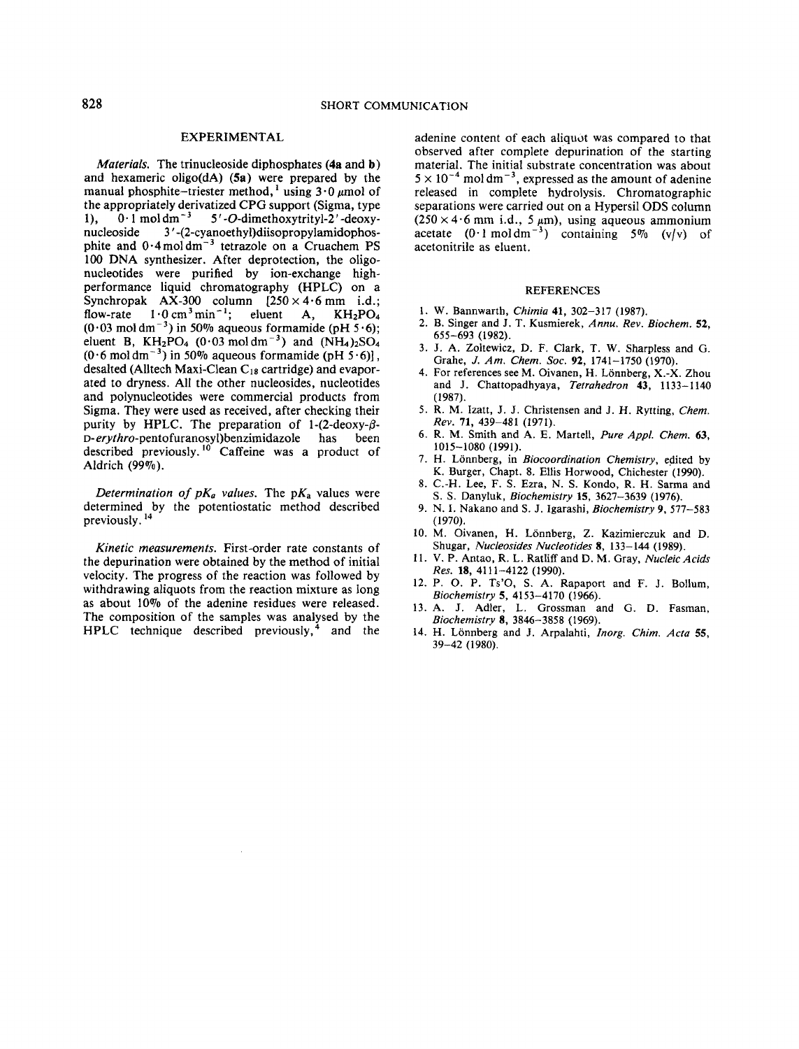## EXPERIMENTAL

*Materials.* The trinucleoside diphosphates (**4a** and **b**) and hexameric oligo(dA) (**5a**) were prepared by the manual phosphite–triester method,[1] using 3·0 μmol of the appropriately derivatized CPG support (Sigma, type 1), 0·1 mol dm$^{-3}$ 5′-*O*-dimethoxytrityl-2′-deoxynucleoside 3′-(2-cyanoethyl)diisopropylamidophosphite and 0·4 mol dm$^{-3}$ tetrazole on a Cruachem PS 100 DNA synthesizer. After deprotection, the oligonucleotides were purified by ion-exchange high-performance liquid chromatography (HPLC) on a Synchropak AX-300 column [250 × 4·6 mm i.d.; flow-rate 1·0 cm$^3$ min$^{-1}$; eluent A, $KH_2PO_4$ (0·03 mol dm$^{-3}$) in 50% aqueous formamide (pH 5·6); eluent B, $KH_2PO_4$ (0·03 mol dm$^{-3}$) and $(NH_4)_2SO_4$ (0·6 mol dm$^{-3}$) in 50% aqueous formamide (pH 5·6)], desalted (Alltech Maxi-Clean $C_{18}$ cartridge) and evaporated to dryness. All the other nucleosides, nucleotides and polynucleotides were commercial products from Sigma. They were used as received, after checking their purity by HPLC. The preparation of 1-(2-deoxy-β-D-*erythro*-pentofuranosyl)benzimidazole has been described previously.[10] Caffeine was a product of Aldrich (99%).

*Determination of p$K_a$ values.* The p$K_a$ values were determined by the potentiostatic method described previously.[14]

*Kinetic measurements.* First-order rate constants of the depurination were obtained by the method of initial velocity. The progress of the reaction was followed by withdrawing aliquots from the reaction mixture as long as about 10% of the adenine residues were released. The composition of the samples was analysed by the HPLC technique described previously,[4] and the adenine content of each aliquot was compared to that observed after complete depurination of the starting material. The initial substrate concentration was about $5 \times 10^{-4}$ mol dm$^{-3}$, expressed as the amount of adenine released in complete hydrolysis. Chromatographic separations were carried out on a Hypersil ODS column (250 × 4·6 mm i.d., 5 μm), using aqueous ammonium acetate (0·1 mol dm$^{-3}$) containing 5% (v/v) of acetonitrile as eluent.

## REFERENCES

1. W. Bannwarth, *Chimia* **41**, 302–317 (1987).
2. B. Singer and J. T. Kusmierek, *Annu. Rev. Biochem.* **52**, 655–693 (1982).
3. J. A. Zoltewicz, D. F. Clark, T. W. Sharpless and G. Grahe, *J. Am. Chem. Soc.* **92**, 1741–1750 (1970).
4. For references see M. Oivanen, H. Lönnberg, X.-X. Zhou and J. Chattopadhyaya, *Tetrahedron* **43**, 1133–1140 (1987).
5. R. M. Izatt, J. J. Christensen and J. H. Rytting, *Chem. Rev.* **71**, 439–481 (1971).
6. R. M. Smith and A. E. Martell, *Pure Appl. Chem.* **63**, 1015–1080 (1991).
7. H. Lönnberg, in *Biocoordination Chemistry*, edited by K. Burger, Chapt. 8. Ellis Horwood, Chichester (1990).
8. C.-H. Lee, F. S. Ezra, N. S. Kondo, R. H. Sarma and S. S. Danyluk, *Biochemistry* **15**, 3627–3639 (1976).
9. N. I. Nakano and S. J. Igarashi, *Biochemistry* **9**, 577–583 (1970).
10. M. Oivanen, H. Lönnberg, Z. Kazimierczuk and D. Shugar, *Nucleosides Nucleotides* **8**, 133–144 (1989).
11. V. P. Antao, R. L. Ratliff and D. M. Gray, *Nucleic Acids Res.* **18**, 4111–4122 (1990).
12. P. O. P. Ts'O, S. A. Rapaport and F. J. Bollum, *Biochemistry* **5**, 4153–4170 (1966).
13. A. J. Adler, L. Grossman and G. D. Fasman, *Biochemistry* **8**, 3846–3858 (1969).
14. H. Lönnberg and J. Arpalahti, *Inorg. Chim. Acta* **55**, 39–42 (1980).